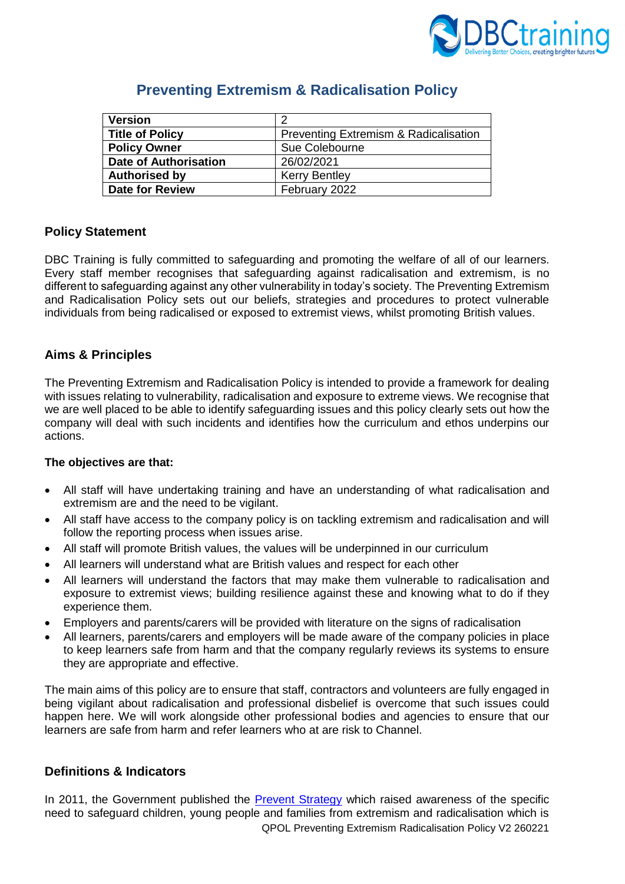# Preventing Extremism & Radicalisation Policy

| Version | 2 |
|---|---|
| **Title of Policy** | Preventing Extremism & Radicalisation |
| **Policy Owner** | Sue Colebourne |
| **Date of Authorisation** | 26/02/2021 |
| **Authorised by** | Kerry Bentley |
| **Date for Review** | February 2022 |

## Policy Statement

DBC Training is fully committed to safeguarding and promoting the welfare of all of our learners. Every staff member recognises that safeguarding against radicalisation and extremism, is no different to safeguarding against any other vulnerability in today's society. The Preventing Extremism and Radicalisation Policy sets out our beliefs, strategies and procedures to protect vulnerable individuals from being radicalised or exposed to extremist views, whilst promoting British values.

## Aims & Principles

The Preventing Extremism and Radicalisation Policy is intended to provide a framework for dealing with issues relating to vulnerability, radicalisation and exposure to extreme views. We recognise that we are well placed to be able to identify safeguarding issues and this policy clearly sets out how the company will deal with such incidents and identifies how the curriculum and ethos underpins our actions.

**The objectives are that:**

- All staff will have undertaking training and have an understanding of what radicalisation and extremism are and the need to be vigilant.
- All staff have access to the company policy is on tackling extremism and radicalisation and will follow the reporting process when issues arise.
- All staff will promote British values, the values will be underpinned in our curriculum
- All learners will understand what are British values and respect for each other
- All learners will understand the factors that may make them vulnerable to radicalisation and exposure to extremist views; building resilience against these and knowing what to do if they experience them.
- Employers and parents/carers will be provided with literature on the signs of radicalisation
- All learners, parents/carers and employers will be made aware of the company policies in place to keep learners safe from harm and that the company regularly reviews its systems to ensure they are appropriate and effective.

The main aims of this policy are to ensure that staff, contractors and volunteers are fully engaged in being vigilant about radicalisation and professional disbelief is overcome that such issues could happen here. We will work alongside other professional bodies and agencies to ensure that our learners are safe from harm and refer learners who at are risk to Channel.

## Definitions & Indicators

In 2011, the Government published the Prevent Strategy which raised awareness of the specific need to safeguard children, young people and families from extremism and radicalisation which is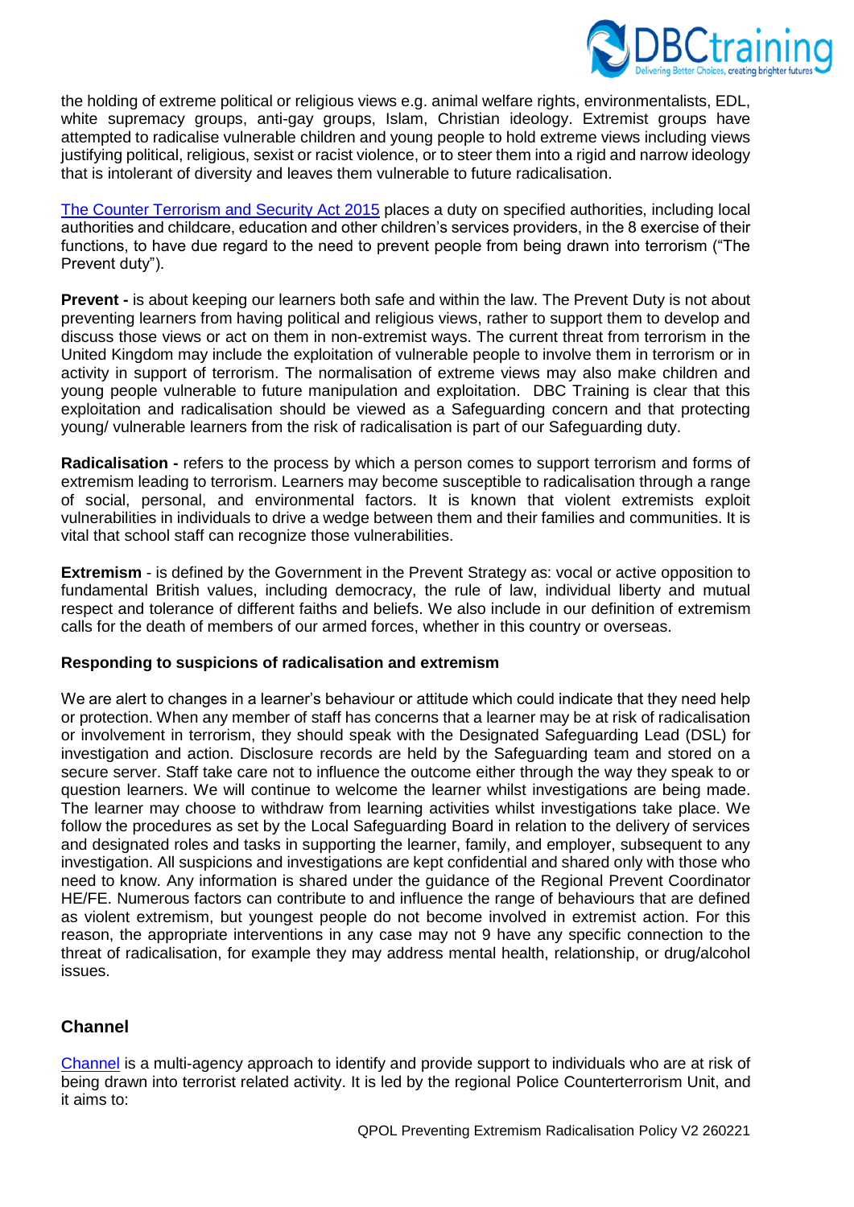the holding of extreme political or religious views e.g. animal welfare rights, environmentalists, EDL, white supremacy groups, anti-gay groups, Islam, Christian ideology. Extremist groups have attempted to radicalise vulnerable children and young people to hold extreme views including views justifying political, religious, sexist or racist violence, or to steer them into a rigid and narrow ideology that is intolerant of diversity and leaves them vulnerable to future radicalisation.

[The Counter Terrorism and Security Act 2015]() places a duty on specified authorities, including local authorities and childcare, education and other children's services providers, in the 8 exercise of their functions, to have due regard to the need to prevent people from being drawn into terrorism ("The Prevent duty").

**Prevent -** is about keeping our learners both safe and within the law. The Prevent Duty is not about preventing learners from having political and religious views, rather to support them to develop and discuss those views or act on them in non-extremist ways. The current threat from terrorism in the United Kingdom may include the exploitation of vulnerable people to involve them in terrorism or in activity in support of terrorism. The normalisation of extreme views may also make children and young people vulnerable to future manipulation and exploitation. DBC Training is clear that this exploitation and radicalisation should be viewed as a Safeguarding concern and that protecting young/ vulnerable learners from the risk of radicalisation is part of our Safeguarding duty.

**Radicalisation -** refers to the process by which a person comes to support terrorism and forms of extremism leading to terrorism. Learners may become susceptible to radicalisation through a range of social, personal, and environmental factors. It is known that violent extremists exploit vulnerabilities in individuals to drive a wedge between them and their families and communities. It is vital that school staff can recognize those vulnerabilities.

**Extremism** - is defined by the Government in the Prevent Strategy as: vocal or active opposition to fundamental British values, including democracy, the rule of law, individual liberty and mutual respect and tolerance of different faiths and beliefs. We also include in our definition of extremism calls for the death of members of our armed forces, whether in this country or overseas.

**Responding to suspicions of radicalisation and extremism**

We are alert to changes in a learner's behaviour or attitude which could indicate that they need help or protection. When any member of staff has concerns that a learner may be at risk of radicalisation or involvement in terrorism, they should speak with the Designated Safeguarding Lead (DSL) for investigation and action. Disclosure records are held by the Safeguarding team and stored on a secure server. Staff take care not to influence the outcome either through the way they speak to or question learners. We will continue to welcome the learner whilst investigations are being made. The learner may choose to withdraw from learning activities whilst investigations take place. We follow the procedures as set by the Local Safeguarding Board in relation to the delivery of services and designated roles and tasks in supporting the learner, family, and employer, subsequent to any investigation. All suspicions and investigations are kept confidential and shared only with those who need to know. Any information is shared under the guidance of the Regional Prevent Coordinator HE/FE. Numerous factors can contribute to and influence the range of behaviours that are defined as violent extremism, but youngest people do not become involved in extremist action. For this reason, the appropriate interventions in any case may not 9 have any specific connection to the threat of radicalisation, for example they may address mental health, relationship, or drug/alcohol issues.

## Channel

[Channel]() is a multi-agency approach to identify and provide support to individuals who are at risk of being drawn into terrorist related activity. It is led by the regional Police Counterterrorism Unit, and it aims to: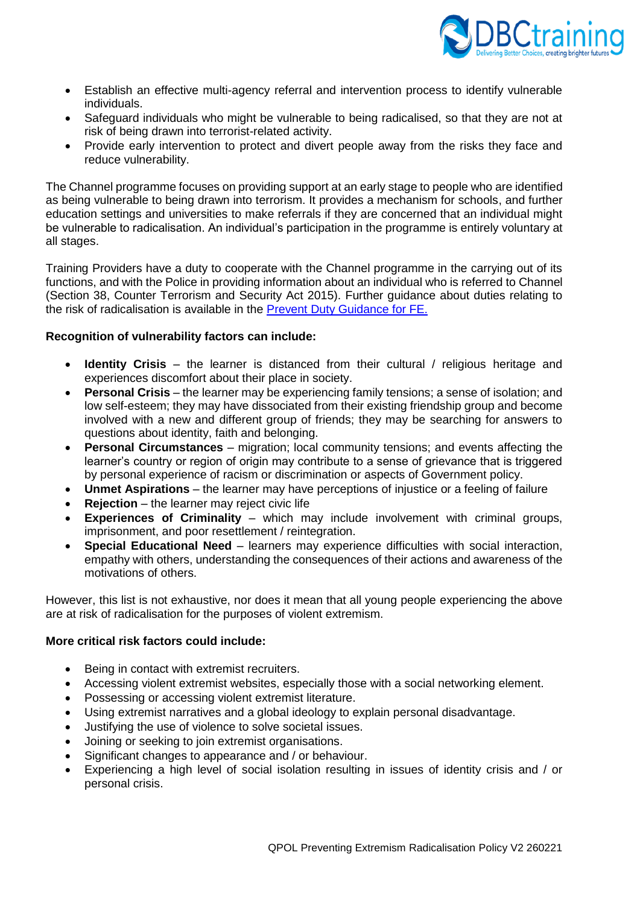- Establish an effective multi-agency referral and intervention process to identify vulnerable individuals.
- Safeguard individuals who might be vulnerable to being radicalised, so that they are not at risk of being drawn into terrorist-related activity.
- Provide early intervention to protect and divert people away from the risks they face and reduce vulnerability.

The Channel programme focuses on providing support at an early stage to people who are identified as being vulnerable to being drawn into terrorism. It provides a mechanism for schools, and further education settings and universities to make referrals if they are concerned that an individual might be vulnerable to radicalisation. An individual's participation in the programme is entirely voluntary at all stages.

Training Providers have a duty to cooperate with the Channel programme in the carrying out of its functions, and with the Police in providing information about an individual who is referred to Channel (Section 38, Counter Terrorism and Security Act 2015). Further guidance about duties relating to the risk of radicalisation is available in the Prevent Duty Guidance for FE.

**Recognition of vulnerability factors can include:**

- **Identity Crisis** – the learner is distanced from their cultural / religious heritage and experiences discomfort about their place in society.
- **Personal Crisis** – the learner may be experiencing family tensions; a sense of isolation; and low self-esteem; they may have dissociated from their existing friendship group and become involved with a new and different group of friends; they may be searching for answers to questions about identity, faith and belonging.
- **Personal Circumstances** – migration; local community tensions; and events affecting the learner's country or region of origin may contribute to a sense of grievance that is triggered by personal experience of racism or discrimination or aspects of Government policy.
- **Unmet Aspirations** – the learner may have perceptions of injustice or a feeling of failure
- **Rejection** – the learner may reject civic life
- **Experiences of Criminality** – which may include involvement with criminal groups, imprisonment, and poor resettlement / reintegration.
- **Special Educational Need** – learners may experience difficulties with social interaction, empathy with others, understanding the consequences of their actions and awareness of the motivations of others.

However, this list is not exhaustive, nor does it mean that all young people experiencing the above are at risk of radicalisation for the purposes of violent extremism.

**More critical risk factors could include:**

- Being in contact with extremist recruiters.
- Accessing violent extremist websites, especially those with a social networking element.
- Possessing or accessing violent extremist literature.
- Using extremist narratives and a global ideology to explain personal disadvantage.
- Justifying the use of violence to solve societal issues.
- Joining or seeking to join extremist organisations.
- Significant changes to appearance and / or behaviour.
- Experiencing a high level of social isolation resulting in issues of identity crisis and / or personal crisis.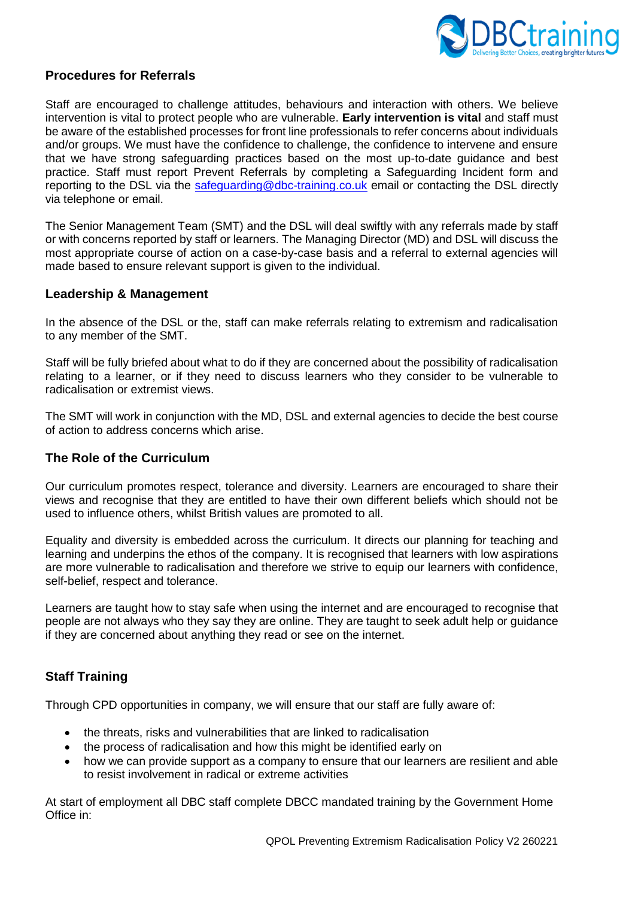## Procedures for Referrals

Staff are encouraged to challenge attitudes, behaviours and interaction with others. We believe intervention is vital to protect people who are vulnerable. **Early intervention is vital** and staff must be aware of the established processes for front line professionals to refer concerns about individuals and/or groups. We must have the confidence to challenge, the confidence to intervene and ensure that we have strong safeguarding practices based on the most up-to-date guidance and best practice. Staff must report Prevent Referrals by completing a Safeguarding Incident form and reporting to the DSL via the safeguarding@dbc-training.co.uk email or contacting the DSL directly via telephone or email.

The Senior Management Team (SMT) and the DSL will deal swiftly with any referrals made by staff or with concerns reported by staff or learners. The Managing Director (MD) and DSL will discuss the most appropriate course of action on a case-by-case basis and a referral to external agencies will made based to ensure relevant support is given to the individual.

## Leadership & Management

In the absence of the DSL or the, staff can make referrals relating to extremism and radicalisation to any member of the SMT.

Staff will be fully briefed about what to do if they are concerned about the possibility of radicalisation relating to a learner, or if they need to discuss learners who they consider to be vulnerable to radicalisation or extremist views.

The SMT will work in conjunction with the MD, DSL and external agencies to decide the best course of action to address concerns which arise.

## The Role of the Curriculum

Our curriculum promotes respect, tolerance and diversity. Learners are encouraged to share their views and recognise that they are entitled to have their own different beliefs which should not be used to influence others, whilst British values are promoted to all.

Equality and diversity is embedded across the curriculum. It directs our planning for teaching and learning and underpins the ethos of the company. It is recognised that learners with low aspirations are more vulnerable to radicalisation and therefore we strive to equip our learners with confidence, self-belief, respect and tolerance.

Learners are taught how to stay safe when using the internet and are encouraged to recognise that people are not always who they say they are online. They are taught to seek adult help or guidance if they are concerned about anything they read or see on the internet.

## Staff Training

Through CPD opportunities in company, we will ensure that our staff are fully aware of:

- the threats, risks and vulnerabilities that are linked to radicalisation
- the process of radicalisation and how this might be identified early on
- how we can provide support as a company to ensure that our learners are resilient and able to resist involvement in radical or extreme activities

At start of employment all DBC staff complete DBCC mandated training by the Government Home Office in: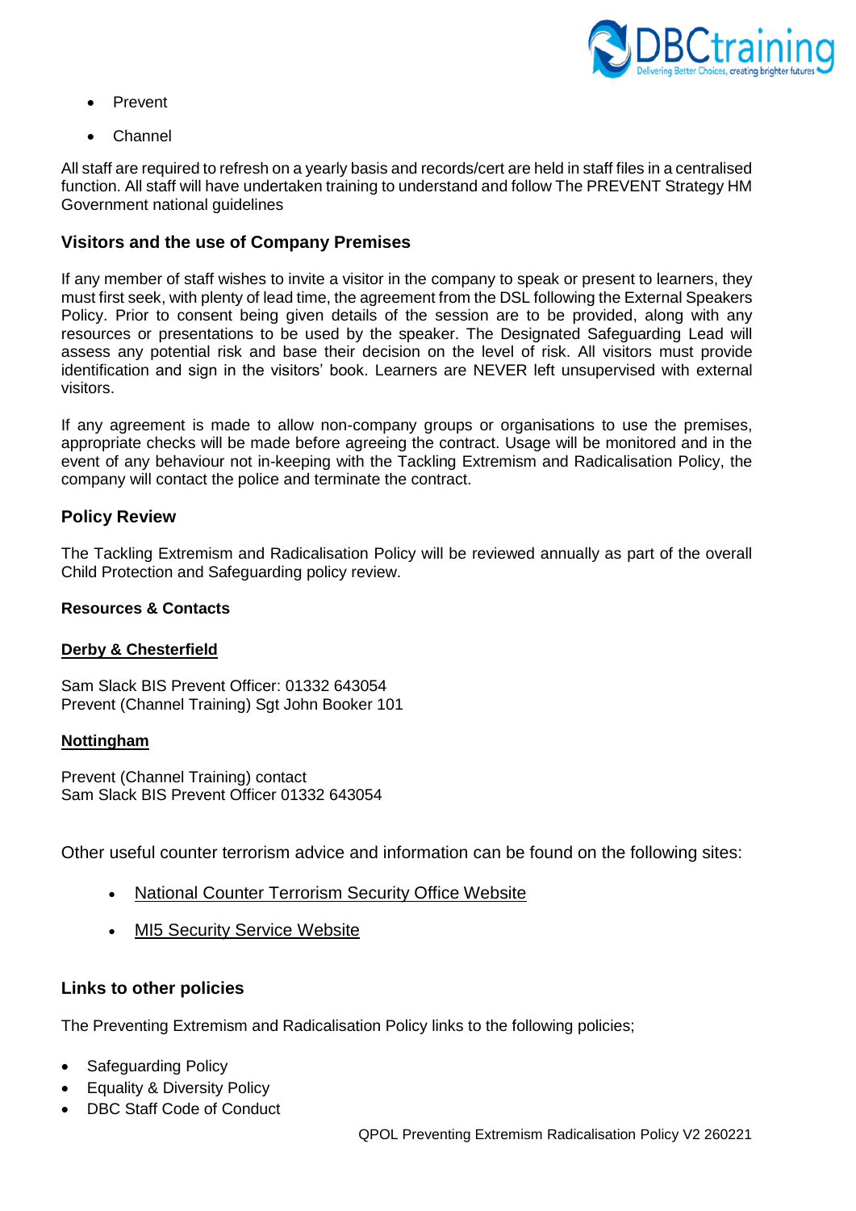- Prevent
- Channel

All staff are required to refresh on a yearly basis and records/cert are held in staff files in a centralised function. All staff will have undertaken training to understand and follow The PREVENT Strategy HM Government national guidelines

### Visitors and the use of Company Premises

If any member of staff wishes to invite a visitor in the company to speak or present to learners, they must first seek, with plenty of lead time, the agreement from the DSL following the External Speakers Policy. Prior to consent being given details of the session are to be provided, along with any resources or presentations to be used by the speaker. The Designated Safeguarding Lead will assess any potential risk and base their decision on the level of risk. All visitors must provide identification and sign in the visitors' book. Learners are NEVER left unsupervised with external visitors.

If any agreement is made to allow non-company groups or organisations to use the premises, appropriate checks will be made before agreeing the contract. Usage will be monitored and in the event of any behaviour not in-keeping with the Tackling Extremism and Radicalisation Policy, the company will contact the police and terminate the contract.

### Policy Review

The Tackling Extremism and Radicalisation Policy will be reviewed annually as part of the overall Child Protection and Safeguarding policy review.

**Resources & Contacts**

**Derby & Chesterfield**

Sam Slack BIS Prevent Officer: 01332 643054
Prevent (Channel Training) Sgt John Booker 101

**Nottingham**

Prevent (Channel Training) contact
Sam Slack BIS Prevent Officer 01332 643054

Other useful counter terrorism advice and information can be found on the following sites:

- National Counter Terrorism Security Office Website
- MI5 Security Service Website

### Links to other policies

The Preventing Extremism and Radicalisation Policy links to the following policies;

- Safeguarding Policy
- Equality & Diversity Policy
- DBC Staff Code of Conduct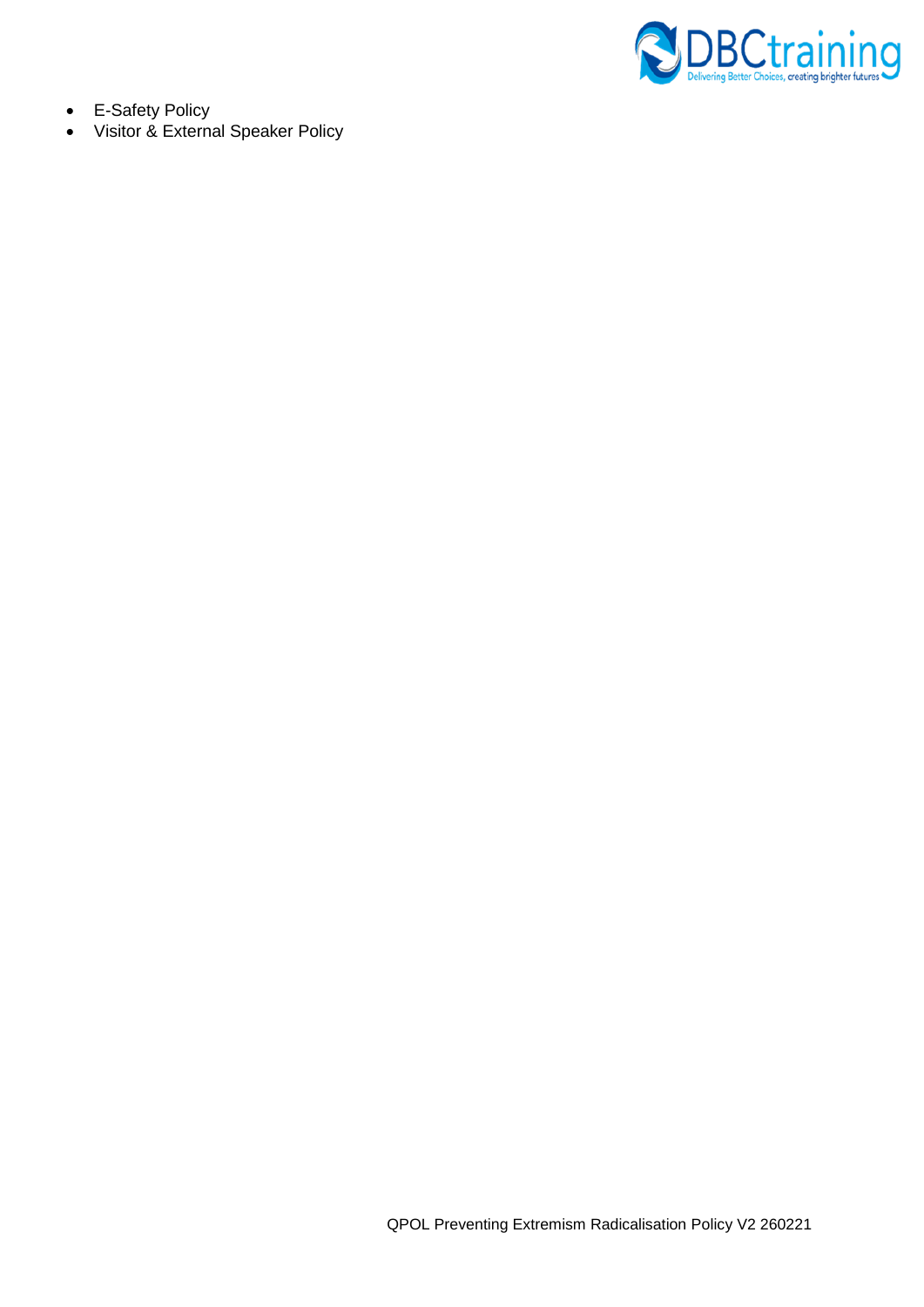- E-Safety Policy
- Visitor & External Speaker Policy